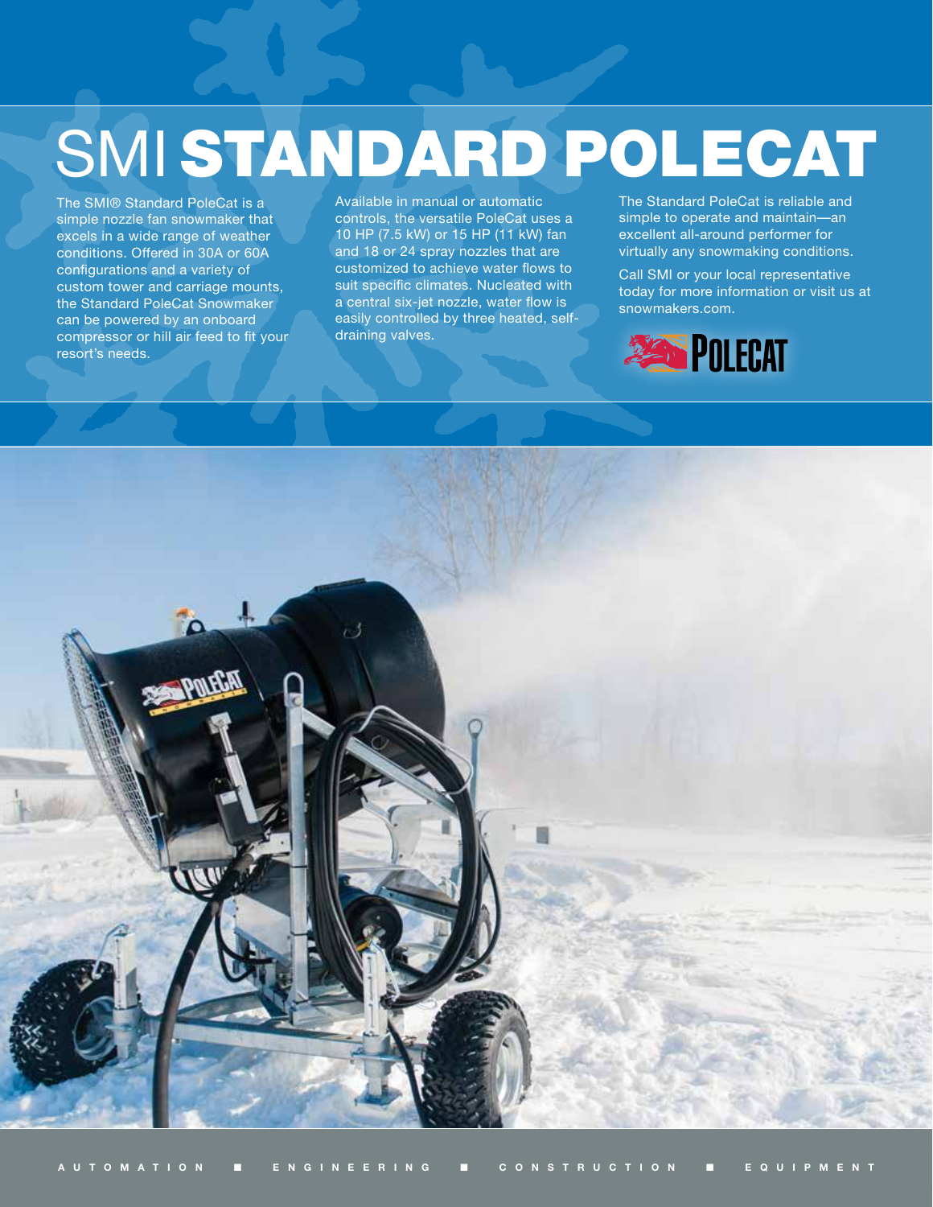# SMI STANDARD POLECAT

The SMI® Standard PoleCat is a simple nozzle fan snowmaker that excels in a wide range of weather conditions. Offered in 30A or 60A configurations and a variety of custom tower and carriage mounts, the Standard PoleCat Snowmaker can be powered by an onboard compressor or hill air feed to fit your resort's needs.

Available in manual or automatic controls, the versatile PoleCat uses a 10 HP (7.5 kW) or 15 HP (11 kW) fan and 18 or 24 spray nozzles that are customized to achieve water flows to suit specific climates. Nucleated with a central six-jet nozzle, water flow is easily controlled by three heated, self-draining valves.

The Standard PoleCat is reliable and simple to operate and maintain—an excellent all-around performer for virtually any snowmaking conditions.

Call SMI or your local representative today for more information or visit us at snowmakers.com.

POLECAT

AUTOMATION ■ ENGINEERING ■ CONSTRUCTION ■ EQUIPMENT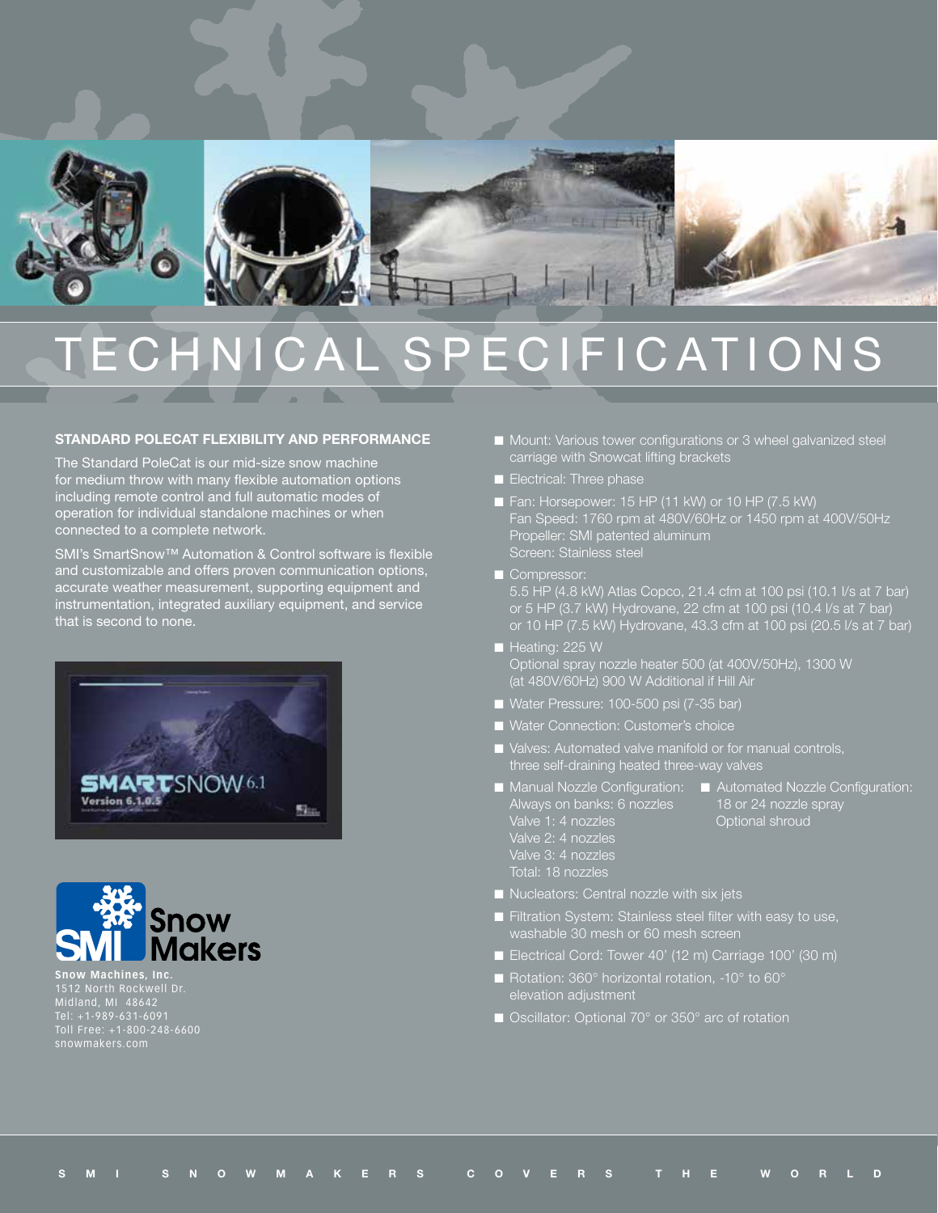# TECHNICAL SPECIFICATIONS

### STANDARD POLECAT FLEXIBILITY AND PERFORMANCE

The Standard PoleCat is our mid-size snow machine for medium throw with many flexible automation options including remote control and full automatic modes of operation for individual standalone machines or when connected to a complete network.

SMI's SmartSnow™ Automation & Control software is flexible and customizable and offers proven communication options, accurate weather measurement, supporting equipment and instrumentation, integrated auxiliary equipment, and service that is second to none.

**Snow Machines, Inc.**
1512 North Rockwell Dr.
Midland, MI 48642
Tel: +1-989-631-6091
Toll Free: +1-800-248-6600
snowmakers.com

- Mount: Various tower configurations or 3 wheel galvanized steel carriage with Snowcat lifting brackets
- Electrical: Three phase
- Fan: Horsepower: 15 HP (11 kW) or 10 HP (7.5 kW)
  Fan Speed: 1760 rpm at 480V/60Hz or 1450 rpm at 400V/50Hz
  Propeller: SMI patented aluminum
  Screen: Stainless steel
- Compressor:
  5.5 HP (4.8 kW) Atlas Copco, 21.4 cfm at 100 psi (10.1 l/s at 7 bar)
  or 5 HP (3.7 kW) Hydrovane, 22 cfm at 100 psi (10.4 l/s at 7 bar)
  or 10 HP (7.5 kW) Hydrovane, 43.3 cfm at 100 psi (20.5 l/s at 7 bar)
- Heating: 225 W
  Optional spray nozzle heater 500 (at 400V/50Hz), 1300 W (at 480V/60Hz) 900 W Additional if Hill Air
- Water Pressure: 100-500 psi (7-35 bar)
- Water Connection: Customer's choice
- Valves: Automated valve manifold or for manual controls, three self-draining heated three-way valves
- Manual Nozzle Configuration:
  Always on banks: 6 nozzles
  Valve 1: 4 nozzles
  Valve 2: 4 nozzles
  Valve 3: 4 nozzles
  Total: 18 nozzles
- Automated Nozzle Configuration:
  18 or 24 nozzle spray
  Optional shroud
- Nucleators: Central nozzle with six jets
- Filtration System: Stainless steel filter with easy to use, washable 30 mesh or 60 mesh screen
- Electrical Cord: Tower 40' (12 m) Carriage 100' (30 m)
- Rotation: 360° horizontal rotation, -10° to 60° elevation adjustment
- Oscillator: Optional 70° or 350° arc of rotation

SMI SNOWMAKERS COVERS THE WORLD